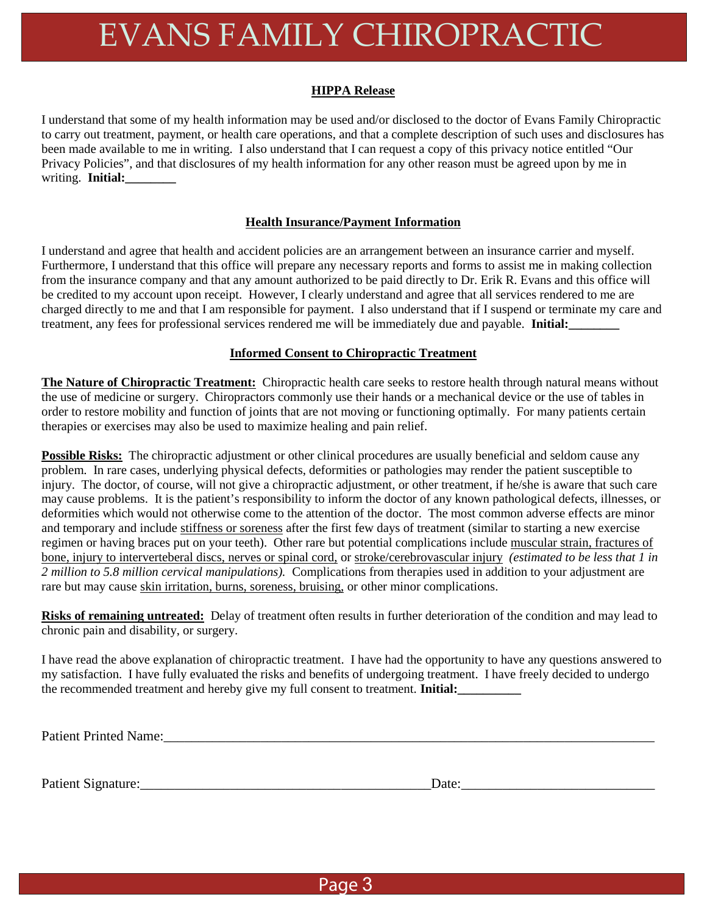# EVANS FAMILY CHIROPRACTIC

## HIPPA Release

I understand that some of my health information may be used and/or disclosed to the doctor of Evans Family Chiropractic to carry out treatment, payment, or health care operations, and that a complete description of such uses and disclosures has been made available to me in writing. I also understand that I can request a copy of this privacy notice entitled "Our Privacy Policies", and that disclosures of my health information for any other reason must be agreed upon by me in writing. **Initial:________**

## Health Insurance/Payment Information

I understand and agree that health and accident policies are an arrangement between an insurance carrier and myself. Furthermore, I understand that this office will prepare any necessary reports and forms to assist me in making collection from the insurance company and that any amount authorized to be paid directly to Dr. Erik R. Evans and this office will be credited to my account upon receipt. However, I clearly understand and agree that all services rendered to me are charged directly to me and that I am responsible for payment. I also understand that if I suspend or terminate my care and treatment, any fees for professional services rendered me will be immediately due and payable. **Initial:________**

## Informed Consent to Chiropractic Treatment

**The Nature of Chiropractic Treatment:** Chiropractic health care seeks to restore health through natural means without the use of medicine or surgery. Chiropractors commonly use their hands or a mechanical device or the use of tables in order to restore mobility and function of joints that are not moving or functioning optimally. For many patients certain therapies or exercises may also be used to maximize healing and pain relief.

**Possible Risks:** The chiropractic adjustment or other clinical procedures are usually beneficial and seldom cause any problem. In rare cases, underlying physical defects, deformities or pathologies may render the patient susceptible to injury. The doctor, of course, will not give a chiropractic adjustment, or other treatment, if he/she is aware that such care may cause problems. It is the patient's responsibility to inform the doctor of any known pathological defects, illnesses, or deformities which would not otherwise come to the attention of the doctor. The most common adverse effects are minor and temporary and include stiffness or soreness after the first few days of treatment (similar to starting a new exercise regimen or having braces put on your teeth). Other rare but potential complications include muscular strain, fractures of bone, injury to interverteberal discs, nerves or spinal cord, or stroke/cerebrovascular injury *(estimated to be less that 1 in 2 million to 5.8 million cervical manipulations).* Complications from therapies used in addition to your adjustment are rare but may cause skin irritation, burns, soreness, bruising, or other minor complications.

**Risks of remaining untreated:** Delay of treatment often results in further deterioration of the condition and may lead to chronic pain and disability, or surgery.

I have read the above explanation of chiropractic treatment. I have had the opportunity to have any questions answered to my satisfaction. I have fully evaluated the risks and benefits of undergoing treatment. I have freely decided to undergo the recommended treatment and hereby give my full consent to treatment. **Initial:__________**

Patient Printed Name:_______________________________________________________________________

Patient Signature:____________________________________________Date:___________________________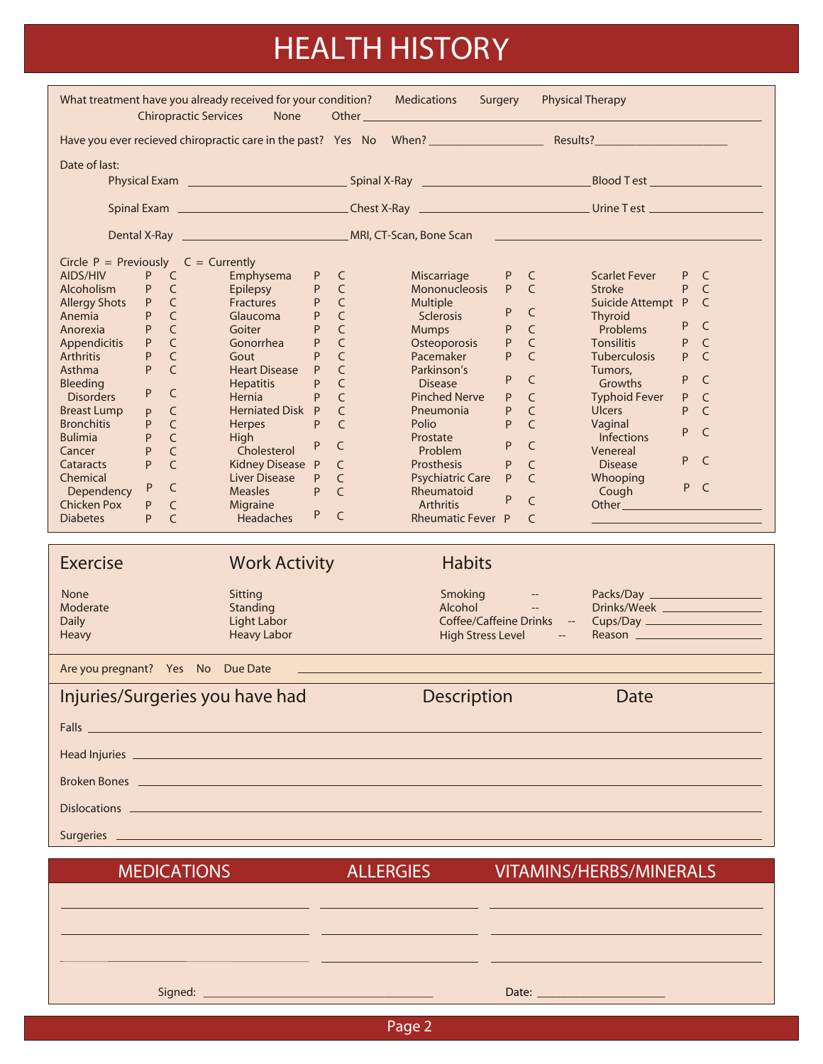# HEALTH HISTORY

What treatment have you already received for your condition? Medications Surgery Physical Therapy Chiropractic Services None Other ________________________________

Have you ever recieved chiropractic care in the past? Yes No When? ________________ Results?____________________

Date of last:

Physical Exam ____________________ Spinal X-Ray ____________________ Blood T est ________________

Spinal Exam ____________________ Chest X-Ray ____________________ Urine T est ________________

Dental X-Ray ____________________ MRI, CT-Scan, Bone Scan ____________________

Circle P = Previously C = Currently

| Condition | | | Condition | | | Condition | | | Condition | | |
|---|---|---|---|---|---|---|---|---|---|---|---|
| AIDS/HIV | P | C | Emphysema | P | C | Miscarriage | P | C | Scarlet Fever | P | C |
| Alcoholism | P | C | Epilepsy | P | C | Mononucleosis | P | C | Stroke | P | C |
| Allergy Shots | P | C | Fractures | P | C | Multiple Sclerosis | P | C | Suicide Attempt | P | C |
| Anemia | P | C | Glaucoma | P | C | Mumps | P | C | Thyroid Problems | P | C |
| Anorexia | P | C | Goiter | P | C | Osteoporosis | P | C | Tonsilitis | P | C |
| Appendicitis | P | C | Gonorrhea | P | C | Pacemaker | P | C | Tuberculosis | P | C |
| Arthritis | P | C | Gout | P | C | Parkinson's Disease | P | C | Tumors, Growths | P | C |
| Asthma | P | C | Heart Disease | P | C | Pinched Nerve | P | C | Typhoid Fever | P | C |
| Bleeding Disorders | P | C | Hepatitis | P | C | Pneumonia | P | C | Ulcers | P | C |
| Breast Lump | P | C | Hernia | P | C | Polio | P | C | Vaginal Infections | P | C |
| Bronchitis | P | C | Herniated Disk | P | C | Prostate Problem | P | C | Venereal Disease | P | C |
| Bulimia | P | C | Herpes | P | C | Prosthesis | P | C | Whooping Cough | P | C |
| Cancer | P | C | High Cholesterol | P | C | Psychiatric Care | P | C | Other ____________ | | |
| Cataracts | P | C | Kidney Disease | P | C | Rheumatoid Arthritis | P | C | | | |
| Chemical Dependency | P | C | Liver Disease | P | C | Rheumatic Fever | P | C | | | |
| Chicken Pox | P | C | Measles | P | C | | | | | | |
| Diabetes | P | C | Migraine Headaches | P | C | | | | | | |

| Exercise | Work Activity | Habits | | |
|---|---|---|---|---|
| None | Sitting | Smoking | -- | Packs/Day ____________ |
| Moderate | Standing | Alcohol | -- | Drinks/Week ____________ |
| Daily | Light Labor | Coffee/Caffeine Drinks | -- | Cups/Day ____________ |
| Heavy | Heavy Labor | High Stress Level | -- | Reason ____________ |

Are you pregnant? Yes No Due Date ________________________________

## Injuries/Surgeries you have had — Description — Date

Falls ________________________________

Head Injuries ________________________________

Broken Bones ________________________________

Dislocations ________________________________

Surgeries ________________________________

| MEDICATIONS | ALLERGIES | VITAMINS/HERBS/MINERALS |
|---|---|---|
| | | |
| | | |
| | | |

Signed: ______________________________ Date: ________________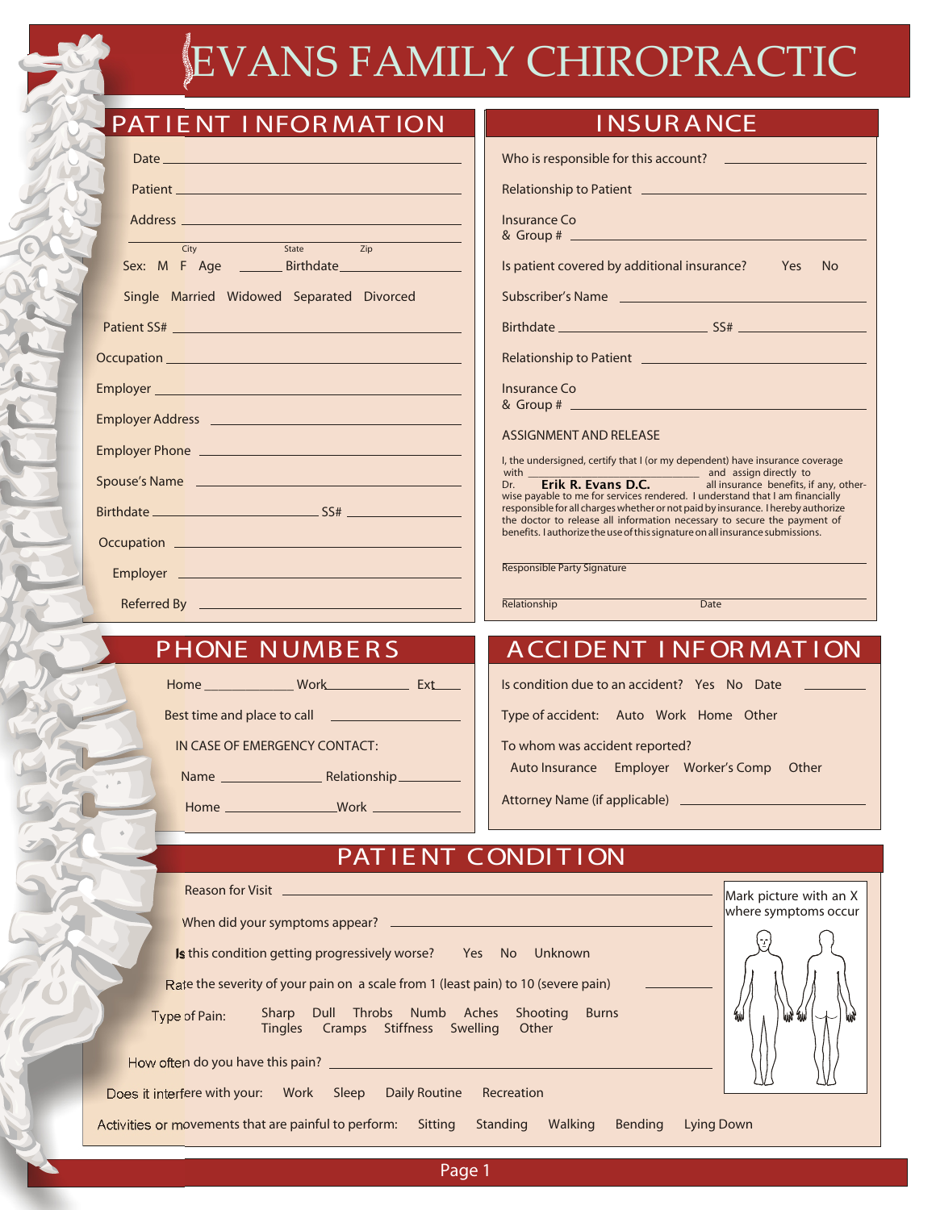# EVANS FAMILY CHIROPRACTIC

## PATIENT INFORMATION

Date ______________________________

Patient ______________________________

Address ______________________________

______________________________
City State Zip

Sex: M F Age ______ Birthdate ______________

Single Married Widowed Separated Divorced

Patient SS# ______________________________

Occupation ______________________________

Employer ______________________________

Employer Address ______________________________

Employer Phone ______________________________

Spouse's Name ______________________________

Birthdate ______________ SS# ______________

Occupation ______________________________

Employer ______________________________

Referred By ______________________________

## INSURANCE

Who is responsible for this account? ______________

Relationship to Patient ______________

Insurance Co
& Group # ______________

Is patient covered by additional insurance? Yes No

Subscriber's Name ______________

Birthdate ______________ SS# ______________

Relationship to Patient ______________

Insurance Co
& Group # ______________

ASSIGNMENT AND RELEASE

I, the undersigned, certify that I (or my dependent) have insurance coverage with ______________ and assign directly to Dr. **Erik R. Evans D.C.** all insurance benefits, if any, otherwise payable to me for services rendered. I understand that I am financially responsible for all charges whether or not paid by insurance. I hereby authorize the doctor to release all information necessary to secure the payment of benefits. I authorize the use of this signature on all insurance submissions.

______________________________
Responsible Party Signature

______________________________
Relationship Date

## PHONE NUMBERS

Home ____________ Work ____________ Ext____

Best time and place to call ______________

IN CASE OF EMERGENCY CONTACT:

Name ______________ Relationship ________

Home ______________ Work ______________

## ACCIDENT INFORMATION

Is condition due to an accident? Yes No Date ________

Type of accident: Auto Work Home Other

To whom was accident reported?

Auto Insurance Employer Worker's Comp Other

Attorney Name (if applicable) ______________

## PATIENT CONDITION

Reason for Visit ______________________________

When did your symptoms appear? ______________________________

Is this condition getting progressively worse? Yes No Unknown

Rate the severity of your pain on a scale from 1 (least pain) to 10 (severe pain) ________

Type of Pain: Sharp Dull Throbs Numb Aches Shooting Burns
Tingles Cramps Stiffness Swelling Other

How often do you have this pain? ______________________________

Does it interfere with your: Work Sleep Daily Routine Recreation

Activities or movements that are painful to perform: Sitting Standing Walking Bending Lying Down

Mark picture with an X where symptoms occur